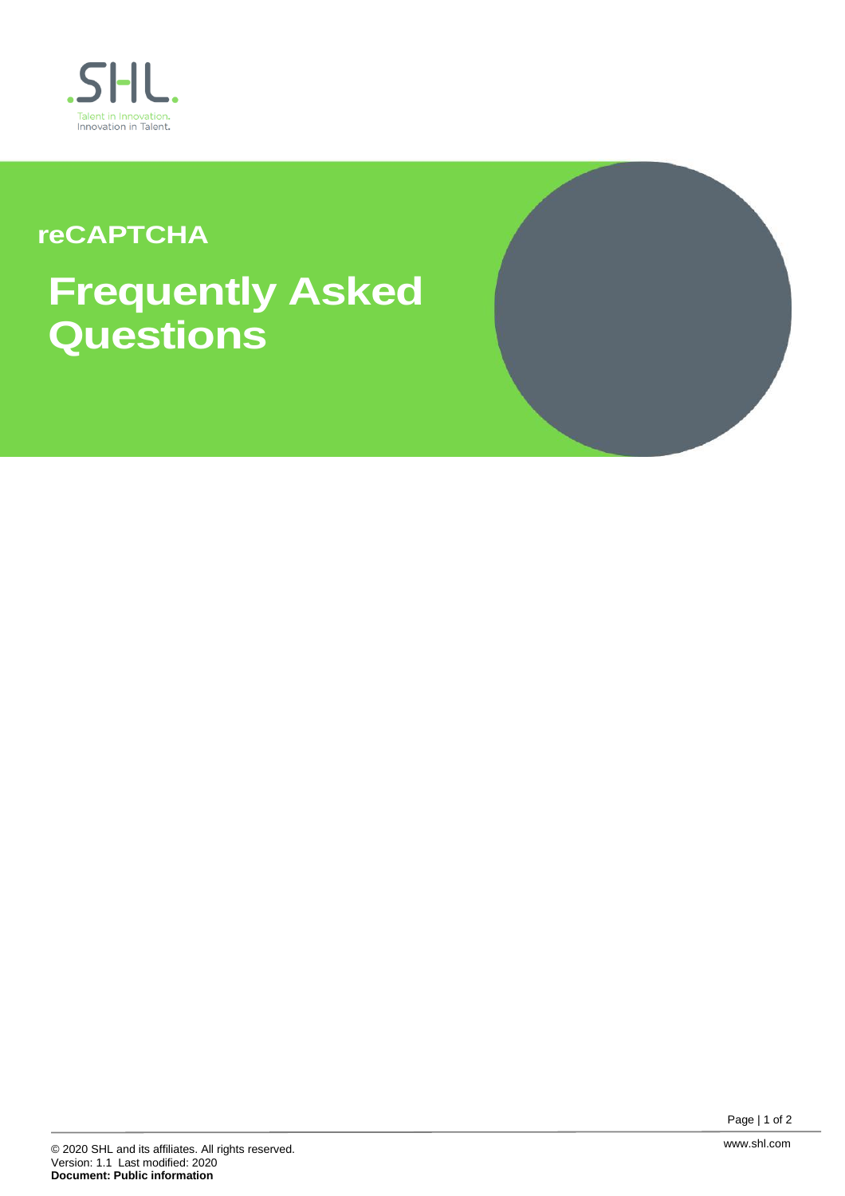reCAPTCHA

# Frequently Asked Questions

© 2020 SHL and its affiliates. All rights reserved.
Version: 1.1 Last modified: 2020
**Document: Public information**

www.shl.com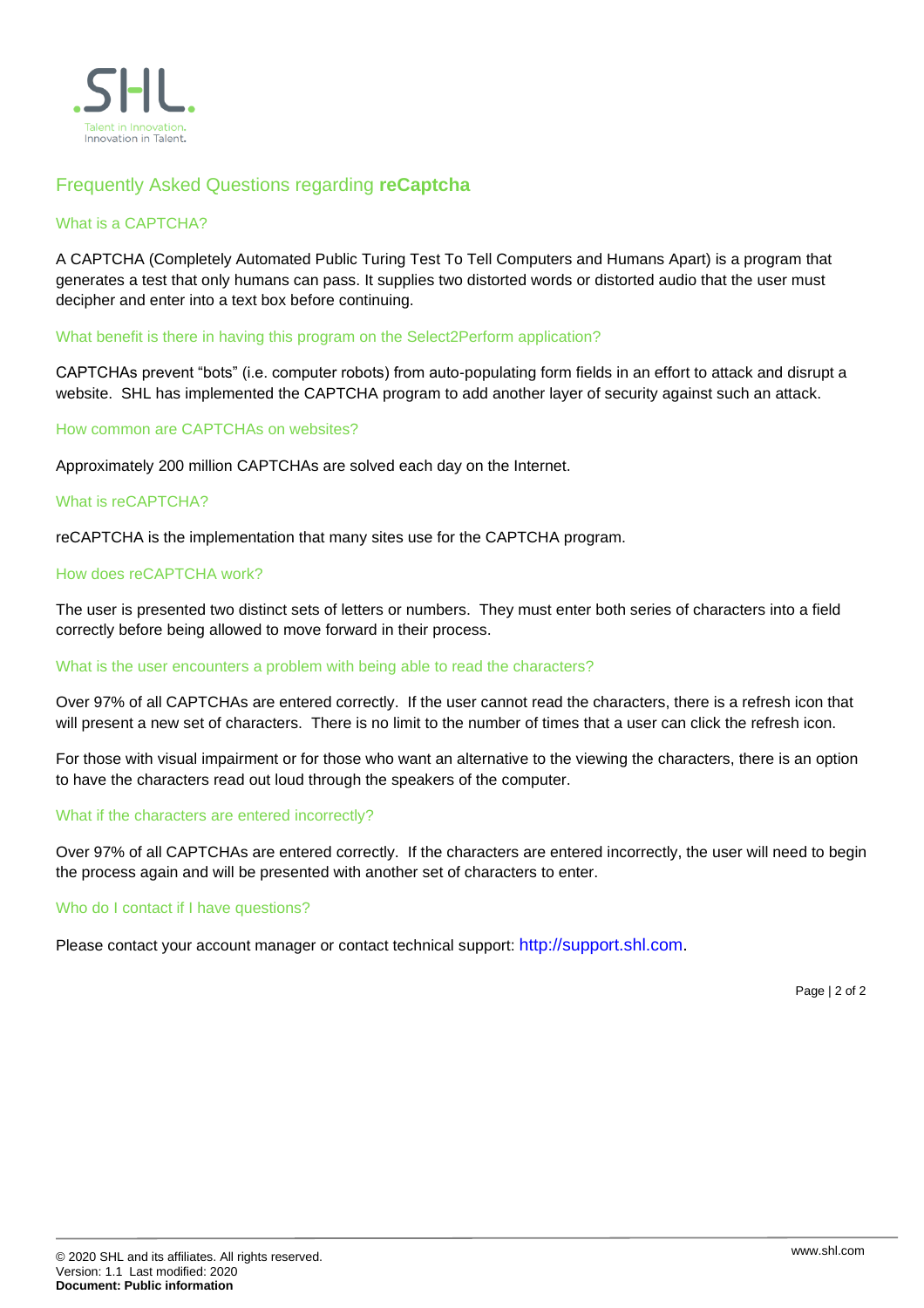# Frequently Asked Questions regarding **reCaptcha**

## What is a CAPTCHA?

A CAPTCHA (Completely Automated Public Turing Test To Tell Computers and Humans Apart) is a program that generates a test that only humans can pass. It supplies two distorted words or distorted audio that the user must decipher and enter into a text box before continuing.

## What benefit is there in having this program on the Select2Perform application?

CAPTCHAs prevent "bots" (i.e. computer robots) from auto-populating form fields in an effort to attack and disrupt a website. SHL has implemented the CAPTCHA program to add another layer of security against such an attack.

## How common are CAPTCHAs on websites?

Approximately 200 million CAPTCHAs are solved each day on the Internet.

## What is reCAPTCHA?

reCAPTCHA is the implementation that many sites use for the CAPTCHA program.

## How does reCAPTCHA work?

The user is presented two distinct sets of letters or numbers. They must enter both series of characters into a field correctly before being allowed to move forward in their process.

## What is the user encounters a problem with being able to read the characters?

Over 97% of all CAPTCHAs are entered correctly. If the user cannot read the characters, there is a refresh icon that will present a new set of characters. There is no limit to the number of times that a user can click the refresh icon.

For those with visual impairment or for those who want an alternative to the viewing the characters, there is an option to have the characters read out loud through the speakers of the computer.

## What if the characters are entered incorrectly?

Over 97% of all CAPTCHAs are entered correctly. If the characters are entered incorrectly, the user will need to begin the process again and will be presented with another set of characters to enter.

## Who do I contact if I have questions?

Please contact your account manager or contact technical support: http://support.shl.com.